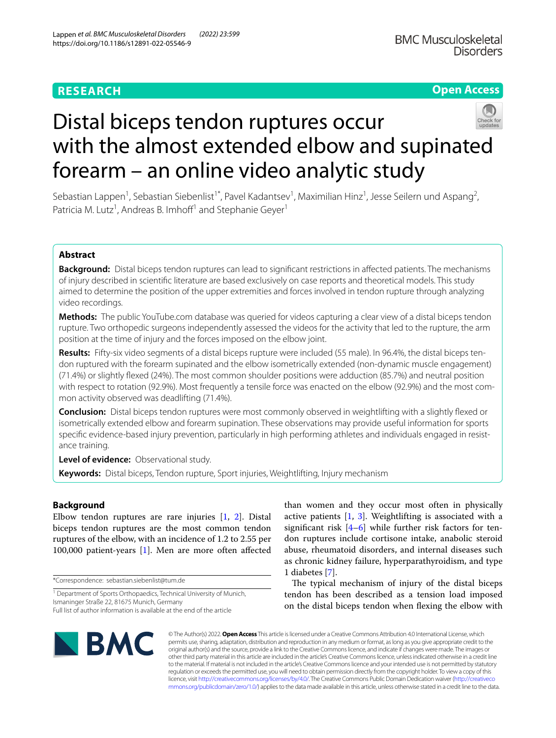RESEARCH

Open Access

# Distal biceps tendon ruptures occur with the almost extended elbow and supinated forearm – an online video analytic study

Sebastian Lappen[1], Sebastian Siebenlist[1*], Pavel Kadantsev[1], Maximilian Hinz[1], Jesse Seilern und Aspang[2], Patricia M. Lutz[1], Andreas B. Imhoff[1] and Stephanie Geyer[1]

## Abstract

**Background:** Distal biceps tendon ruptures can lead to significant restrictions in affected patients. The mechanisms of injury described in scientific literature are based exclusively on case reports and theoretical models. This study aimed to determine the position of the upper extremities and forces involved in tendon rupture through analyzing video recordings.

**Methods:** The public YouTube.com database was queried for videos capturing a clear view of a distal biceps tendon rupture. Two orthopedic surgeons independently assessed the videos for the activity that led to the rupture, the arm position at the time of injury and the forces imposed on the elbow joint.

**Results:** Fifty-six video segments of a distal biceps rupture were included (55 male). In 96.4%, the distal biceps tendon ruptured with the forearm supinated and the elbow isometrically extended (non-dynamic muscle engagement) (71.4%) or slightly flexed (24%). The most common shoulder positions were adduction (85.7%) and neutral position with respect to rotation (92.9%). Most frequently a tensile force was enacted on the elbow (92.9%) and the most common activity observed was deadlifting (71.4%).

**Conclusion:** Distal biceps tendon ruptures were most commonly observed in weightlifting with a slightly flexed or isometrically extended elbow and forearm supination. These observations may provide useful information for sports specific evidence-based injury prevention, particularly in high performing athletes and individuals engaged in resistance training.

**Level of evidence:** Observational study.

**Keywords:** Distal biceps, Tendon rupture, Sport injuries, Weightlifting, Injury mechanism

## Background

Elbow tendon ruptures are rare injuries [1, 2]. Distal biceps tendon ruptures are the most common tendon ruptures of the elbow, with an incidence of 1.2 to 2.55 per 100,000 patient-years [1]. Men are more often affected than women and they occur most often in physically active patients [1, 3]. Weightlifting is associated with a significant risk [4–6] while further risk factors for tendon ruptures include cortisone intake, anabolic steroid abuse, rheumatoid disorders, and internal diseases such as chronic kidney failure, hyperparathyroidism, and type 1 diabetes [7].

The typical mechanism of injury of the distal biceps tendon has been described as a tension load imposed on the distal biceps tendon when flexing the elbow with

*Correspondence: sebastian.siebenlist@tum.de

[1] Department of Sports Orthopaedics, Technical University of Munich, Ismaninger Straße 22, 81675 Munich, Germany

Full list of author information is available at the end of the article

© The Author(s) 2022. **Open Access** This article is licensed under a Creative Commons Attribution 4.0 International License, which permits use, sharing, adaptation, distribution and reproduction in any medium or format, as long as you give appropriate credit to the original author(s) and the source, provide a link to the Creative Commons licence, and indicate if changes were made. The images or other third party material in this article are included in the article's Creative Commons licence, unless indicated otherwise in a credit line to the material. If material is not included in the article's Creative Commons licence and your intended use is not permitted by statutory regulation or exceeds the permitted use, you will need to obtain permission directly from the copyright holder. To view a copy of this licence, visit http://creativecommons.org/licenses/by/4.0/. The Creative Commons Public Domain Dedication waiver (http://creativecommons.org/publicdomain/zero/1.0/) applies to the data made available in this article, unless otherwise stated in a credit line to the data.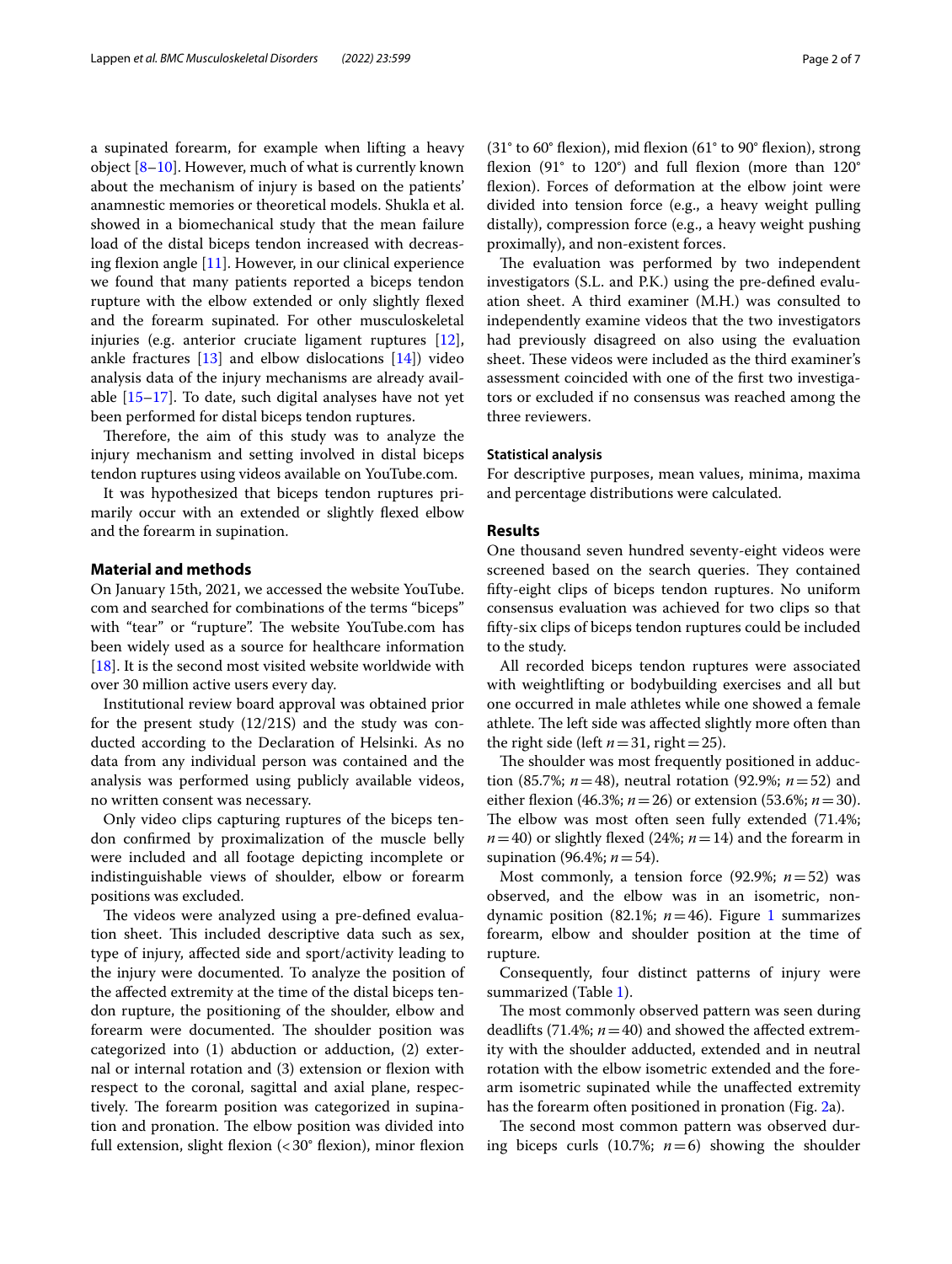a supinated forearm, for example when lifting a heavy object [8–10]. However, much of what is currently known about the mechanism of injury is based on the patients' anamnestic memories or theoretical models. Shukla et al. showed in a biomechanical study that the mean failure load of the distal biceps tendon increased with decreasing flexion angle [11]. However, in our clinical experience we found that many patients reported a biceps tendon rupture with the elbow extended or only slightly flexed and the forearm supinated. For other musculoskeletal injuries (e.g. anterior cruciate ligament ruptures [12], ankle fractures [13] and elbow dislocations [14]) video analysis data of the injury mechanisms are already available [15–17]. To date, such digital analyses have not yet been performed for distal biceps tendon ruptures.

Therefore, the aim of this study was to analyze the injury mechanism and setting involved in distal biceps tendon ruptures using videos available on YouTube.com.

It was hypothesized that biceps tendon ruptures primarily occur with an extended or slightly flexed elbow and the forearm in supination.

## Material and methods

On January 15th, 2021, we accessed the website YouTube.com and searched for combinations of the terms "biceps" with "tear" or "rupture". The website YouTube.com has been widely used as a source for healthcare information [18]. It is the second most visited website worldwide with over 30 million active users every day.

Institutional review board approval was obtained prior for the present study (12/21S) and the study was conducted according to the Declaration of Helsinki. As no data from any individual person was contained and the analysis was performed using publicly available videos, no written consent was necessary.

Only video clips capturing ruptures of the biceps tendon confirmed by proximalization of the muscle belly were included and all footage depicting incomplete or indistinguishable views of shoulder, elbow or forearm positions was excluded.

The videos were analyzed using a pre-defined evaluation sheet. This included descriptive data such as sex, type of injury, affected side and sport/activity leading to the injury were documented. To analyze the position of the affected extremity at the time of the distal biceps tendon rupture, the positioning of the shoulder, elbow and forearm were documented. The shoulder position was categorized into (1) abduction or adduction, (2) external or internal rotation and (3) extension or flexion with respect to the coronal, sagittal and axial plane, respectively. The forearm position was categorized in supination and pronation. The elbow position was divided into full extension, slight flexion (< 30° flexion), minor flexion (31° to 60° flexion), mid flexion (61° to 90° flexion), strong flexion (91° to 120°) and full flexion (more than 120° flexion). Forces of deformation at the elbow joint were divided into tension force (e.g., a heavy weight pulling distally), compression force (e.g., a heavy weight pushing proximally), and non-existent forces.

The evaluation was performed by two independent investigators (S.L. and P.K.) using the pre-defined evaluation sheet. A third examiner (M.H.) was consulted to independently examine videos that the two investigators had previously disagreed on also using the evaluation sheet. These videos were included as the third examiner's assessment coincided with one of the first two investigators or excluded if no consensus was reached among the three reviewers.

### Statistical analysis

For descriptive purposes, mean values, minima, maxima and percentage distributions were calculated.

## Results

One thousand seven hundred seventy-eight videos were screened based on the search queries. They contained fifty-eight clips of biceps tendon ruptures. No uniform consensus evaluation was achieved for two clips so that fifty-six clips of biceps tendon ruptures could be included to the study.

All recorded biceps tendon ruptures were associated with weightlifting or bodybuilding exercises and all but one occurred in male athletes while one showed a female athlete. The left side was affected slightly more often than the right side (left $n=31$, right $=25$).

The shoulder was most frequently positioned in adduction (85.7%; $n=48$), neutral rotation (92.9%; $n=52$) and either flexion (46.3%; $n=26$) or extension (53.6%; $n=30$). The elbow was most often seen fully extended (71.4%; $n=40$) or slightly flexed (24%; $n=14$) and the forearm in supination (96.4%; $n=54$).

Most commonly, a tension force (92.9%; $n=52$) was observed, and the elbow was in an isometric, non-dynamic position (82.1%; $n=46$). Figure 1 summarizes forearm, elbow and shoulder position at the time of rupture.

Consequently, four distinct patterns of injury were summarized (Table 1).

The most commonly observed pattern was seen during deadlifts (71.4%; $n=40$) and showed the affected extremity with the shoulder adducted, extended and in neutral rotation with the elbow isometric extended and the forearm isometric supinated while the unaffected extremity has the forearm often positioned in pronation (Fig. 2a).

The second most common pattern was observed during biceps curls (10.7%; $n=6$) showing the shoulder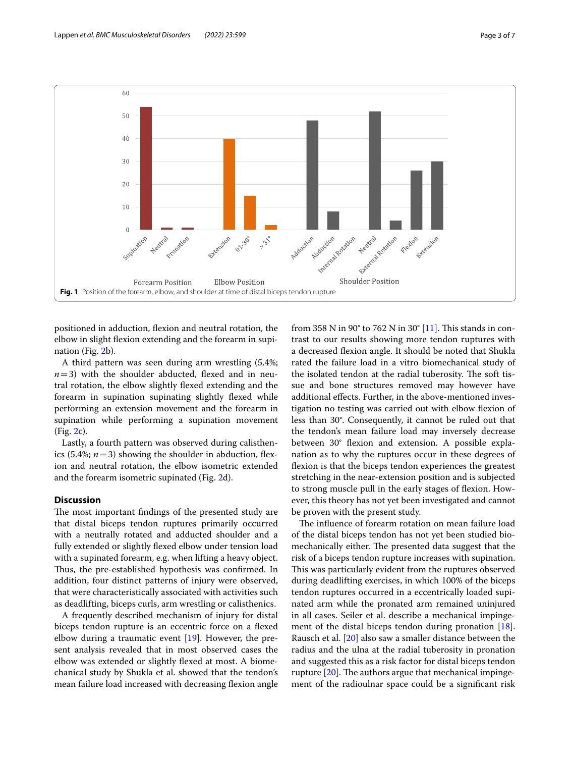Fig. 1 Position of the forearm, elbow, and shoulder at time of distal biceps tendon rupture

positioned in adduction, flexion and neutral rotation, the elbow in slight flexion extending and the forearm in supination (Fig. 2b).

A third pattern was seen during arm wrestling (5.4%; $n = 3$) with the shoulder abducted, flexed and in neutral rotation, the elbow slightly flexed extending and the forearm in supination supinating slightly flexed while performing an extension movement and the forearm in supination while performing a supination movement (Fig. 2c).

Lastly, a fourth pattern was observed during calisthenics (5.4%; $n = 3$) showing the shoulder in abduction, flexion and neutral rotation, the elbow isometric extended and the forearm isometric supinated (Fig. 2d).

## Discussion

The most important findings of the presented study are that distal biceps tendon ruptures primarily occurred with a neutrally rotated and adducted shoulder and a fully extended or slightly flexed elbow under tension load with a supinated forearm, e.g. when lifting a heavy object. Thus, the pre-established hypothesis was confirmed. In addition, four distinct patterns of injury were observed, that were characteristically associated with activities such as deadlifting, biceps curls, arm wrestling or calisthenics.

A frequently described mechanism of injury for distal biceps tendon rupture is an eccentric force on a flexed elbow during a traumatic event [19]. However, the present analysis revealed that in most observed cases the elbow was extended or slightly flexed at most. A biomechanical study by Shukla et al. showed that the tendon's mean failure load increased with decreasing flexion angle from 358 N in 90° to 762 N in 30° [11]. This stands in contrast to our results showing more tendon ruptures with a decreased flexion angle. It should be noted that Shukla rated the failure load in a in vitro biomechanical study of the isolated tendon at the radial tuberosity. The soft tissue and bone structures removed may however have additional effects. Further, in the above-mentioned investigation no testing was carried out with elbow flexion of less than 30°. Consequently, it cannot be ruled out that the tendon's mean failure load may inversely decrease between 30° flexion and extension. A possible explanation as to why the ruptures occur in these degrees of flexion is that the biceps tendon experiences the greatest stretching in the near-extension position and is subjected to strong muscle pull in the early stages of flexion. However, this theory has not yet been investigated and cannot be proven with the present study.

The influence of forearm rotation on mean failure load of the distal biceps tendon has not yet been studied biomechanically either. The presented data suggest that the risk of a biceps tendon rupture increases with supination. This was particularly evident from the ruptures observed during deadlifting exercises, in which 100% of the biceps tendon ruptures occurred in a eccentrically loaded supinated arm while the pronated arm remained uninjured in all cases. Seiler et al. describe a mechanical impingement of the distal biceps tendon during pronation [18]. Rausch et al. [20] also saw a smaller distance between the radius and the ulna at the radial tuberosity in pronation and suggested this as a risk factor for distal biceps tendon rupture [20]. The authors argue that mechanical impingement of the radioulnar space could be a significant risk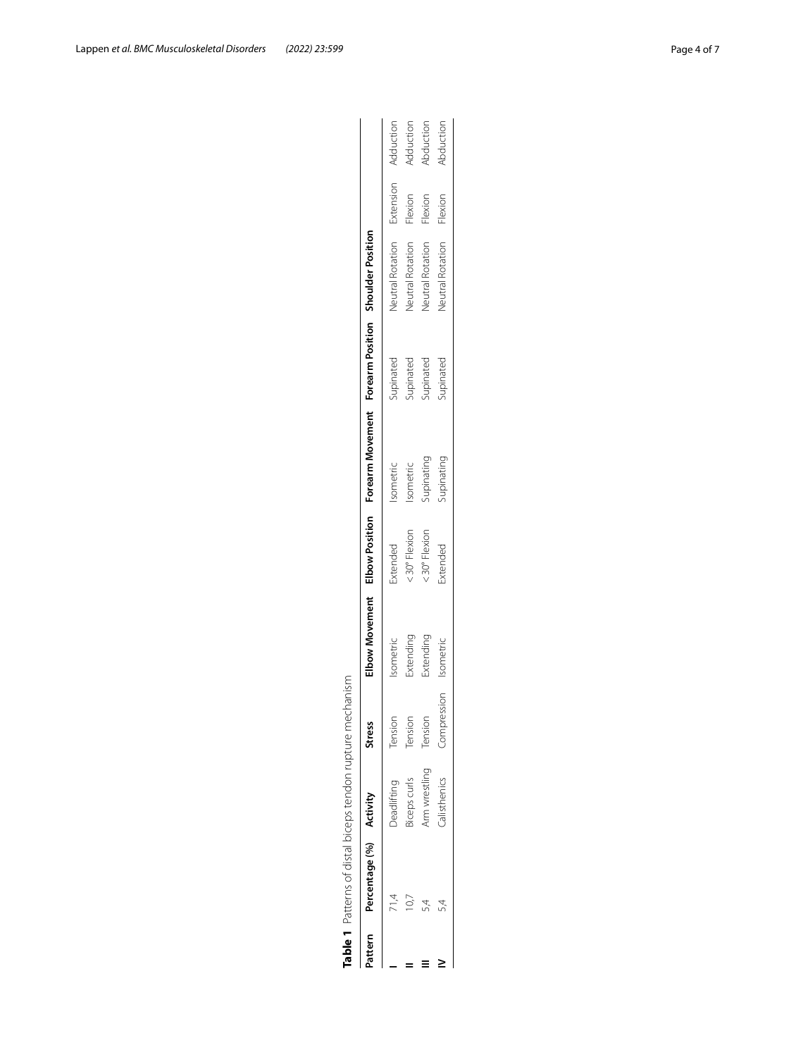**Table 1** Patterns of distal biceps tendon rupture mechanism

| Pattern | Percentage (%) | Activity | Stress | Elbow Movement | Elbow Position | Forearm Movement | Forearm Position | Shoulder Position | | |
|---|---|---|---|---|---|---|---|---|---|---|
| I | 71,4 | Deadlifting | Tension | Isometric | Extended | Isometric | Supinated | Neutral Rotation | Extension | Adduction |
| II | 10,7 | Biceps curls | Tension | Extending | < 30° Flexion | Isometric | Supinated | Neutral Rotation | Flexion | Adduction |
| III | 5,4 | Arm wrestling | Tension | Extending | < 30° Flexion | Supinating | Supinated | Neutral Rotation | Flexion | Abduction |
| IV | 5,4 | Calisthenics | Compression | Isometric | Extended | Supinating | Supinated | Neutral Rotation | Flexion | Abduction |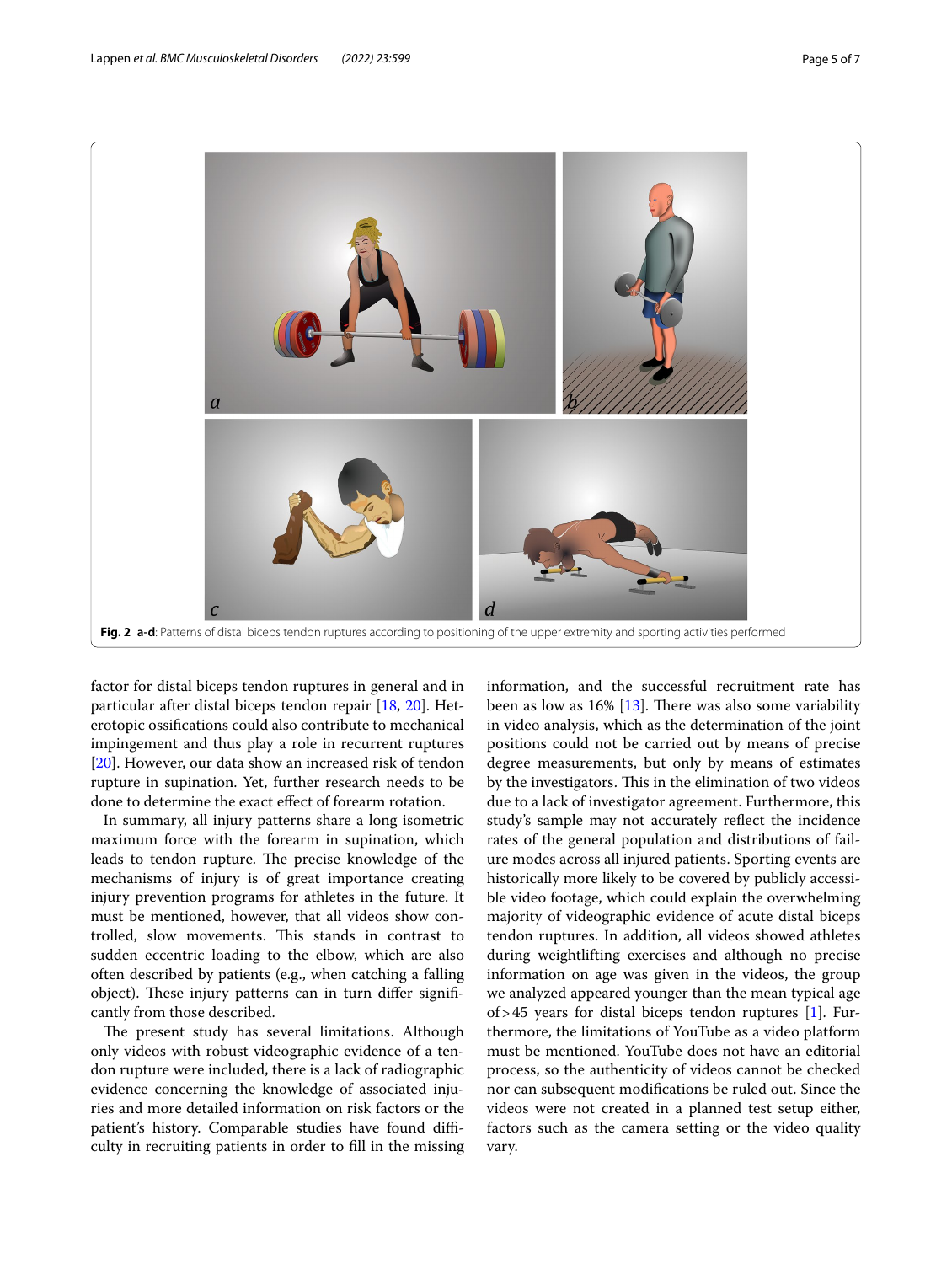**Fig. 2 a-d**: Patterns of distal biceps tendon ruptures according to positioning of the upper extremity and sporting activities performed

factor for distal biceps tendon ruptures in general and in particular after distal biceps tendon repair [18, 20]. Heterotopic ossifications could also contribute to mechanical impingement and thus play a role in recurrent ruptures [20]. However, our data show an increased risk of tendon rupture in supination. Yet, further research needs to be done to determine the exact effect of forearm rotation.

In summary, all injury patterns share a long isometric maximum force with the forearm in supination, which leads to tendon rupture. The precise knowledge of the mechanisms of injury is of great importance creating injury prevention programs for athletes in the future. It must be mentioned, however, that all videos show controlled, slow movements. This stands in contrast to sudden eccentric loading to the elbow, which are also often described by patients (e.g., when catching a falling object). These injury patterns can in turn differ significantly from those described.

The present study has several limitations. Although only videos with robust videographic evidence of a tendon rupture were included, there is a lack of radiographic evidence concerning the knowledge of associated injuries and more detailed information on risk factors or the patient's history. Comparable studies have found difficulty in recruiting patients in order to fill in the missing information, and the successful recruitment rate has been as low as 16% [13]. There was also some variability in video analysis, which as the determination of the joint positions could not be carried out by means of precise degree measurements, but only by means of estimates by the investigators. This in the elimination of two videos due to a lack of investigator agreement. Furthermore, this study's sample may not accurately reflect the incidence rates of the general population and distributions of failure modes across all injured patients. Sporting events are historically more likely to be covered by publicly accessible video footage, which could explain the overwhelming majority of videographic evidence of acute distal biceps tendon ruptures. In addition, all videos showed athletes during weightlifting exercises and although no precise information on age was given in the videos, the group we analyzed appeared younger than the mean typical age of > 45 years for distal biceps tendon ruptures [1]. Furthermore, the limitations of YouTube as a video platform must be mentioned. YouTube does not have an editorial process, so the authenticity of videos cannot be checked nor can subsequent modifications be ruled out. Since the videos were not created in a planned test setup either, factors such as the camera setting or the video quality vary.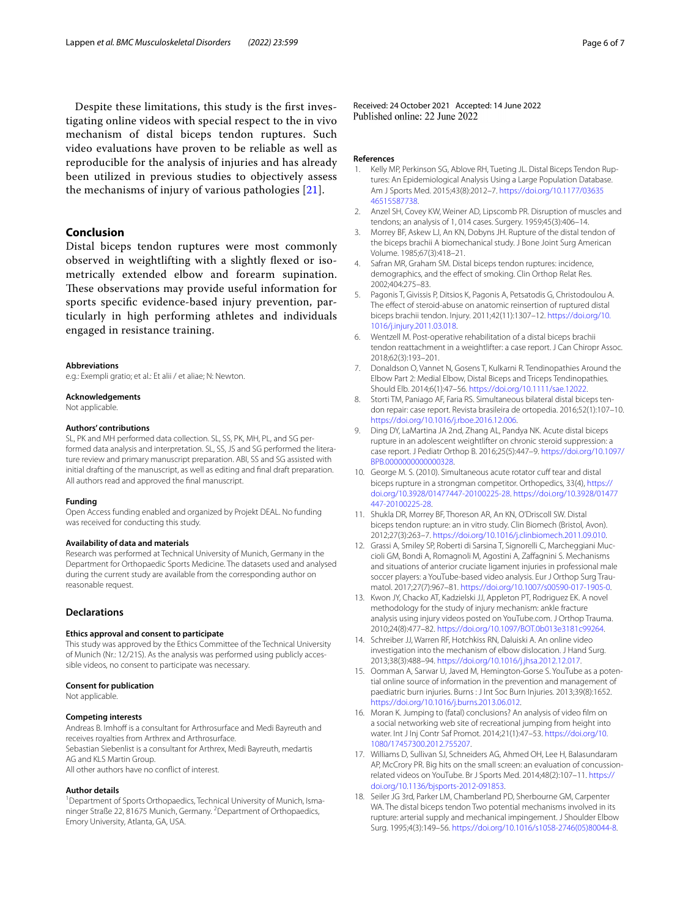Despite these limitations, this study is the first investigating online videos with special respect to the in vivo mechanism of distal biceps tendon ruptures. Such video evaluations have proven to be reliable as well as reproducible for the analysis of injuries and has already been utilized in previous studies to objectively assess the mechanisms of injury of various pathologies [21].

## Conclusion

Distal biceps tendon ruptures were most commonly observed in weightlifting with a slightly flexed or isometrically extended elbow and forearm supination. These observations may provide useful information for sports specific evidence-based injury prevention, particularly in high performing athletes and individuals engaged in resistance training.

#### Abbreviations

e.g.: Exempli gratio; et al.: Et alii / et aliae; N: Newton.

#### Acknowledgements

Not applicable.

#### Authors' contributions

SL, PK and MH performed data collection. SL, SS, PK, MH, PL, and SG performed data analysis and interpretation. SL, SS, JS and SG performed the literature review and primary manuscript preparation. ABI, SS and SG assisted with initial drafting of the manuscript, as well as editing and final draft preparation. All authors read and approved the final manuscript.

#### Funding

Open Access funding enabled and organized by Projekt DEAL. No funding was received for conducting this study.

#### Availability of data and materials

Research was performed at Technical University of Munich, Germany in the Department for Orthopaedic Sports Medicine. The datasets used and analysed during the current study are available from the corresponding author on reasonable request.

## Declarations

#### Ethics approval and consent to participate

This study was approved by the Ethics Committee of the Technical University of Munich (Nr.: 12/21S). As the analysis was performed using publicly accessible videos, no consent to participate was necessary.

#### Consent for publication

Not applicable.

#### Competing interests

Andreas B. Imhoff is a consultant for Arthrosurface and Medi Bayreuth and receives royalties from Arthrex and Arthrosurface.
Sebastian Siebenlist is a consultant for Arthrex, Medi Bayreuth, medartis AG and KLS Martin Group.
All other authors have no conflict of interest.

#### Author details

[1]Department of Sports Orthopaedics, Technical University of Munich, Ismaninger Straße 22, 81675 Munich, Germany. [2]Department of Orthopaedics, Emory University, Atlanta, GA, USA.

Received: 24 October 2021 Accepted: 14 June 2022
Published online: 22 June 2022

#### References

1. Kelly MP, Perkinson SG, Ablove RH, Tueting JL. Distal Biceps Tendon Ruptures: An Epidemiological Analysis Using a Large Population Database. Am J Sports Med. 2015;43(8):2012–7. https://doi.org/10.1177/0363546515587738.
2. Anzel SH, Covey KW, Weiner AD, Lipscomb PR. Disruption of muscles and tendons; an analysis of 1, 014 cases. Surgery. 1959;45(3):406–14.
3. Morrey BF, Askew LJ, An KN, Dobyns JH. Rupture of the distal tendon of the biceps brachii A biomechanical study. J Bone Joint Surg American Volume. 1985;67(3):418–21.
4. Safran MR, Graham SM. Distal biceps tendon ruptures: incidence, demographics, and the effect of smoking. Clin Orthop Relat Res. 2002;404:275–83.
5. Pagonis T, Givissis P, Ditsios K, Pagonis A, Petsatodis G, Christodoulou A. The effect of steroid-abuse on anatomic reinsertion of ruptured distal biceps brachii tendon. Injury. 2011;42(11):1307–12. https://doi.org/10.1016/j.injury.2011.03.018.
6. Wentzell M. Post-operative rehabilitation of a distal biceps brachii tendon reattachment in a weightlifter: a case report. J Can Chiropr Assoc. 2018;62(3):193–201.
7. Donaldson O, Vannet N, Gosens T, Kulkarni R. Tendinopathies Around the Elbow Part 2: Medial Elbow, Distal Biceps and Triceps Tendinopathies. Should Elb. 2014;6(1):47–56. https://doi.org/10.1111/sae.12022.
8. Storti TM, Paniago AF, Faria RS. Simultaneous bilateral distal biceps tendon repair: case report. Revista brasileira de ortopedia. 2016;52(1):107–10. https://doi.org/10.1016/j.rboe.2016.12.006.
9. Ding DY, LaMartina JA 2nd, Zhang AL, Pandya NK. Acute distal biceps rupture in an adolescent weightlifter on chronic steroid suppression: a case report. J Pediatr Orthop B. 2016;25(5):447–9. https://doi.org/10.1097/BPB.0000000000000328.
10. George M. S. (2010). Simultaneous acute rotator cuff tear and distal biceps rupture in a strongman competitor. Orthopedics, 33(4), https://doi.org/10.3928/01477447-20100225-28. https://doi.org/10.3928/01477447-20100225-28.
11. Shukla DR, Morrey BF, Thoreson AR, An KN, O'Driscoll SW. Distal biceps tendon rupture: an in vitro study. Clin Biomech (Bristol, Avon). 2012;27(3):263–7. https://doi.org/10.1016/j.clinbiomech.2011.09.010.
12. Grassi A, Smiley SP, Roberti di Sarsina T, Signorelli C, Marcheggiani Muccioli GM, Bondi A, Romagnoli M, Agostini A, Zaffagnini S. Mechanisms and situations of anterior cruciate ligament injuries in professional male soccer players: a YouTube-based video analysis. Eur J Orthop Surg Traumatol. 2017;27(7):967–81. https://doi.org/10.1007/s00590-017-1905-0.
13. Kwon JY, Chacko AT, Kadzielski JJ, Appleton PT, Rodriguez EK. A novel methodology for the study of injury mechanism: ankle fracture analysis using injury videos posted on YouTube.com. J Orthop Trauma. 2010;24(8):477–82. https://doi.org/10.1097/BOT.0b013e3181c99264.
14. Schreiber JJ, Warren RF, Hotchkiss RN, Daluiski A. An online video investigation into the mechanism of elbow dislocation. J Hand Surg. 2013;38(3):488–94. https://doi.org/10.1016/j.jhsa.2012.12.017.
15. Oomman A, Sarwar U, Javed M, Hemington-Gorse S. YouTube as a potential online source of information in the prevention and management of paediatric burn injuries. Burns : J Int Soc Burn Injuries. 2013;39(8):1652. https://doi.org/10.1016/j.burns.2013.06.012.
16. Moran K. Jumping to (fatal) conclusions? An analysis of video film on a social networking web site of recreational jumping from height into water. Int J Inj Contr Saf Promot. 2014;21(1):47–53. https://doi.org/10.1080/17457300.2012.755207.
17. Williams D, Sullivan SJ, Schneiders AG, Ahmed OH, Lee H, Balasundaram AP, McCrory PR. Big hits on the small screen: an evaluation of concussion-related videos on YouTube. Br J Sports Med. 2014;48(2):107–11. https://doi.org/10.1136/bjsports-2012-091853.
18. Seiler JG 3rd, Parker LM, Chamberland PD, Sherbourne GM, Carpenter WA. The distal biceps tendon Two potential mechanisms involved in its rupture: arterial supply and mechanical impingement. J Shoulder Elbow Surg. 1995;4(3):149–56. https://doi.org/10.1016/s1058-2746(05)80044-8.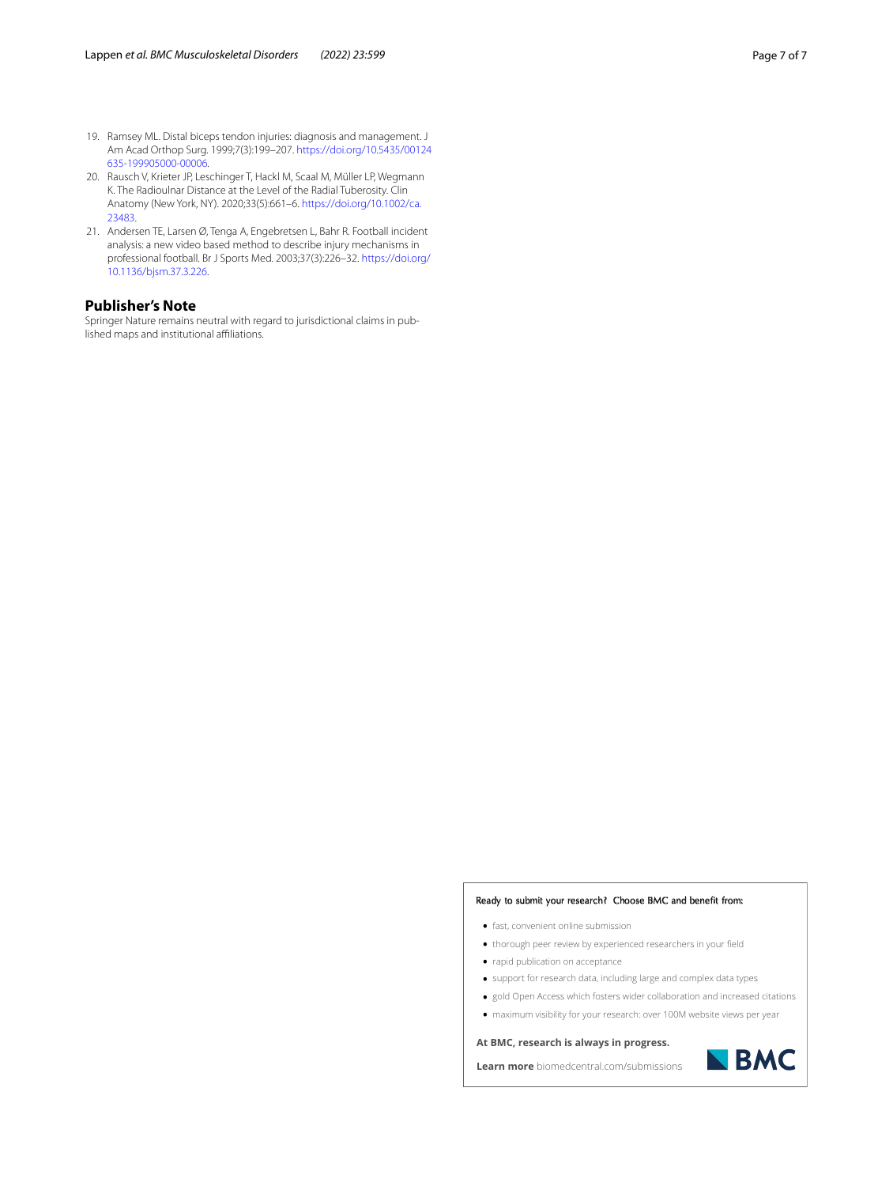19. Ramsey ML. Distal biceps tendon injuries: diagnosis and management. J Am Acad Orthop Surg. 1999;7(3):199–207. https://doi.org/10.5435/00124635-199905000-00006.
20. Rausch V, Krieter JP, Leschinger T, Hackl M, Scaal M, Müller LP, Wegmann K. The Radioulnar Distance at the Level of the Radial Tuberosity. Clin Anatomy (New York, NY). 2020;33(5):661–6. https://doi.org/10.1002/ca.23483.
21. Andersen TE, Larsen Ø, Tenga A, Engebretsen L, Bahr R. Football incident analysis: a new video based method to describe injury mechanisms in professional football. Br J Sports Med. 2003;37(3):226–32. https://doi.org/10.1136/bjsm.37.3.226.

## Publisher's Note

Springer Nature remains neutral with regard to jurisdictional claims in published maps and institutional affiliations.

Ready to submit your research? Choose BMC and benefit from:

- fast, convenient online submission
- thorough peer review by experienced researchers in your field
- rapid publication on acceptance
- support for research data, including large and complex data types
- gold Open Access which fosters wider collaboration and increased citations
- maximum visibility for your research: over 100M website views per year

**At BMC, research is always in progress.**

**Learn more** biomedcentral.com/submissions

BMC